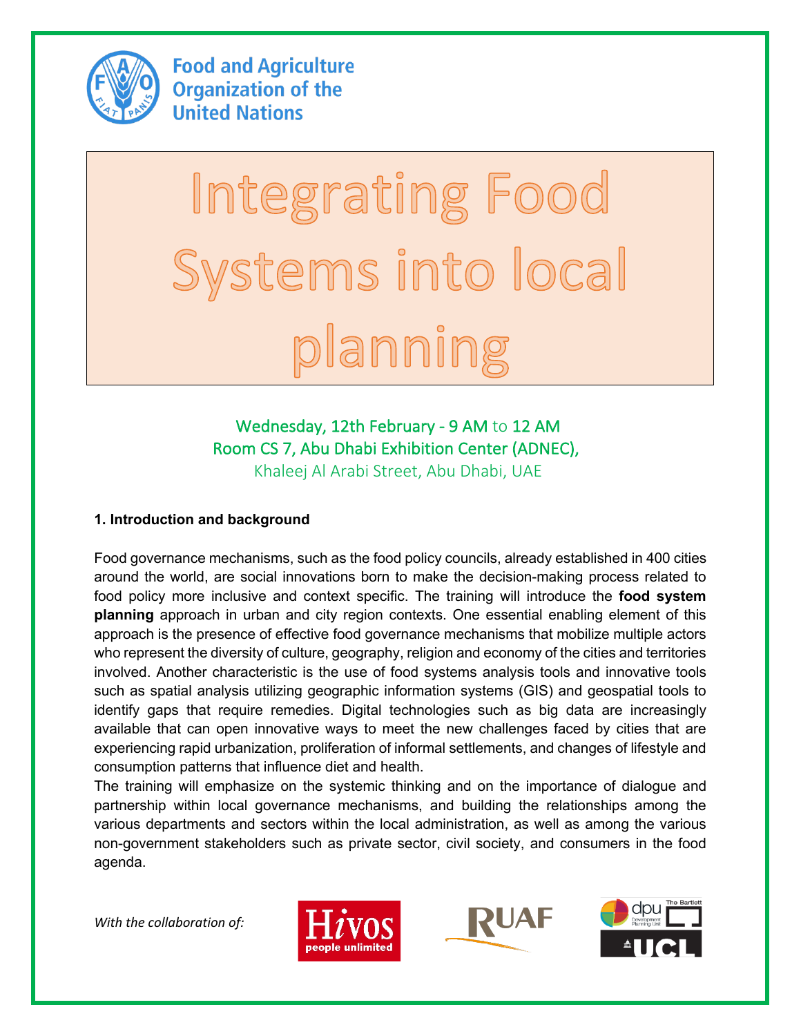Food and Agriculture Organization of the United Nations

# Integrating Food Systems into local planning

Wednesday, 12th February - 9 AM to 12 AM
Room CS 7, Abu Dhabi Exhibition Center (ADNEC),
Khaleej Al Arabi Street, Abu Dhabi, UAE

### 1. Introduction and background

Food governance mechanisms, such as the food policy councils, already established in 400 cities around the world, are social innovations born to make the decision-making process related to food policy more inclusive and context specific. The training will introduce the **food system planning** approach in urban and city region contexts. One essential enabling element of this approach is the presence of effective food governance mechanisms that mobilize multiple actors who represent the diversity of culture, geography, religion and economy of the cities and territories involved. Another characteristic is the use of food systems analysis tools and innovative tools such as spatial analysis utilizing geographic information systems (GIS) and geospatial tools to identify gaps that require remedies. Digital technologies such as big data are increasingly available that can open innovative ways to meet the new challenges faced by cities that are experiencing rapid urbanization, proliferation of informal settlements, and changes of lifestyle and consumption patterns that influence diet and health.

The training will emphasize on the systemic thinking and on the importance of dialogue and partnership within local governance mechanisms, and building the relationships among the various departments and sectors within the local administration, as well as among the various non-government stakeholders such as private sector, civil society, and consumers in the food agenda.

*With the collaboration of:*

Hivos people unlimited | RUAF | dpu Development Planning Unit, The Bartlett, UCL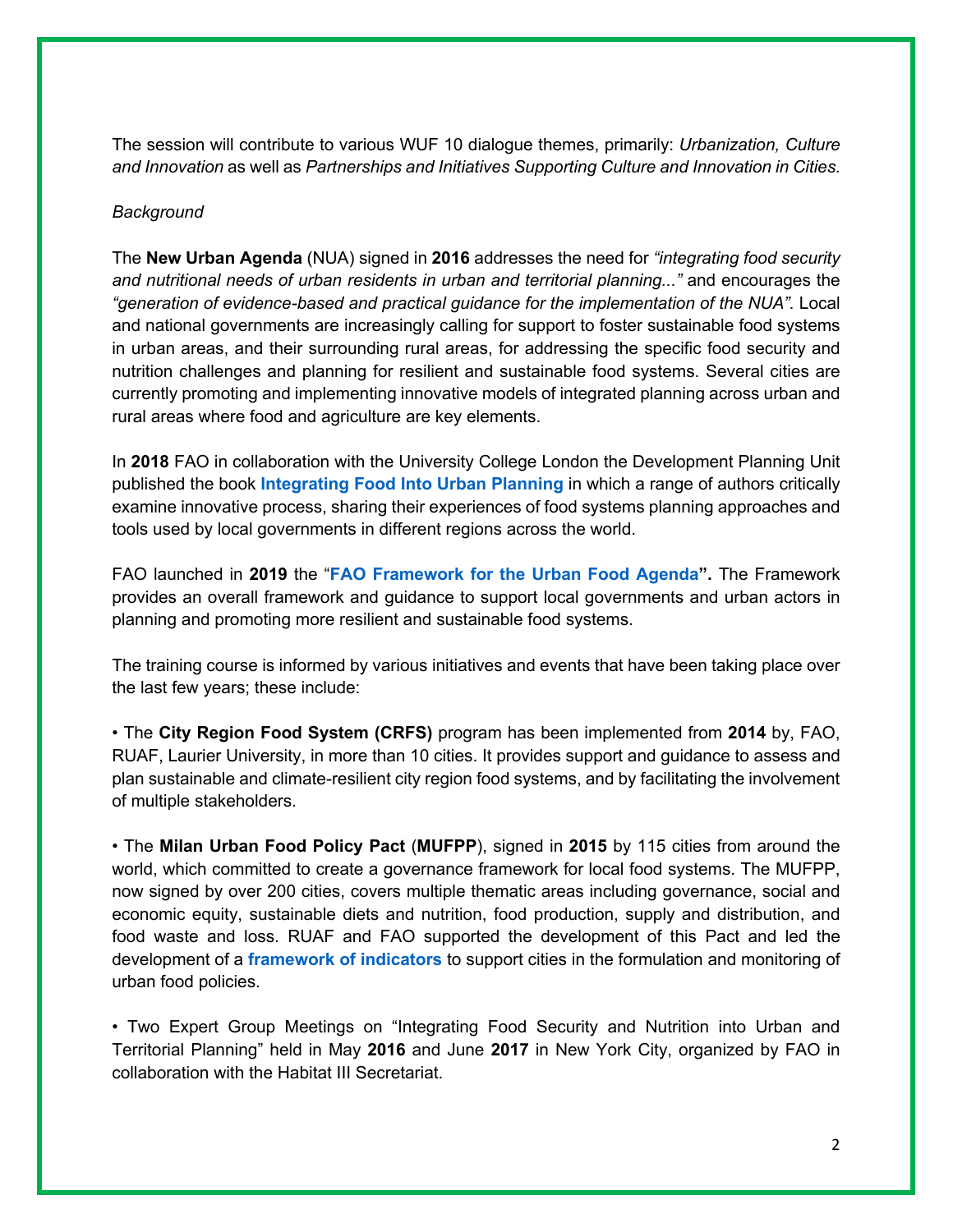The session will contribute to various WUF 10 dialogue themes, primarily: *Urbanization, Culture and Innovation* as well as *Partnerships and Initiatives Supporting Culture and Innovation in Cities.*

*Background*

The **New Urban Agenda** (NUA) signed in **2016** addresses the need for *"integrating food security and nutritional needs of urban residents in urban and territorial planning..."* and encourages the *"generation of evidence-based and practical guidance for the implementation of the NUA"*. Local and national governments are increasingly calling for support to foster sustainable food systems in urban areas, and their surrounding rural areas, for addressing the specific food security and nutrition challenges and planning for resilient and sustainable food systems. Several cities are currently promoting and implementing innovative models of integrated planning across urban and rural areas where food and agriculture are key elements.

In **2018** FAO in collaboration with the University College London the Development Planning Unit published the book **Integrating Food Into Urban Planning** in which a range of authors critically examine innovative process, sharing their experiences of food systems planning approaches and tools used by local governments in different regions across the world.

FAO launched in **2019** the "**FAO Framework for the Urban Food Agenda".** The Framework provides an overall framework and guidance to support local governments and urban actors in planning and promoting more resilient and sustainable food systems.

The training course is informed by various initiatives and events that have been taking place over the last few years; these include:

• The **City Region Food System (CRFS)** program has been implemented from **2014** by, FAO, RUAF, Laurier University, in more than 10 cities. It provides support and guidance to assess and plan sustainable and climate-resilient city region food systems, and by facilitating the involvement of multiple stakeholders.

• The **Milan Urban Food Policy Pact** (**MUFPP**), signed in **2015** by 115 cities from around the world, which committed to create a governance framework for local food systems. The MUFPP, now signed by over 200 cities, covers multiple thematic areas including governance, social and economic equity, sustainable diets and nutrition, food production, supply and distribution, and food waste and loss. RUAF and FAO supported the development of this Pact and led the development of a **framework of indicators** to support cities in the formulation and monitoring of urban food policies.

• Two Expert Group Meetings on "Integrating Food Security and Nutrition into Urban and Territorial Planning" held in May **2016** and June **2017** in New York City, organized by FAO in collaboration with the Habitat III Secretariat.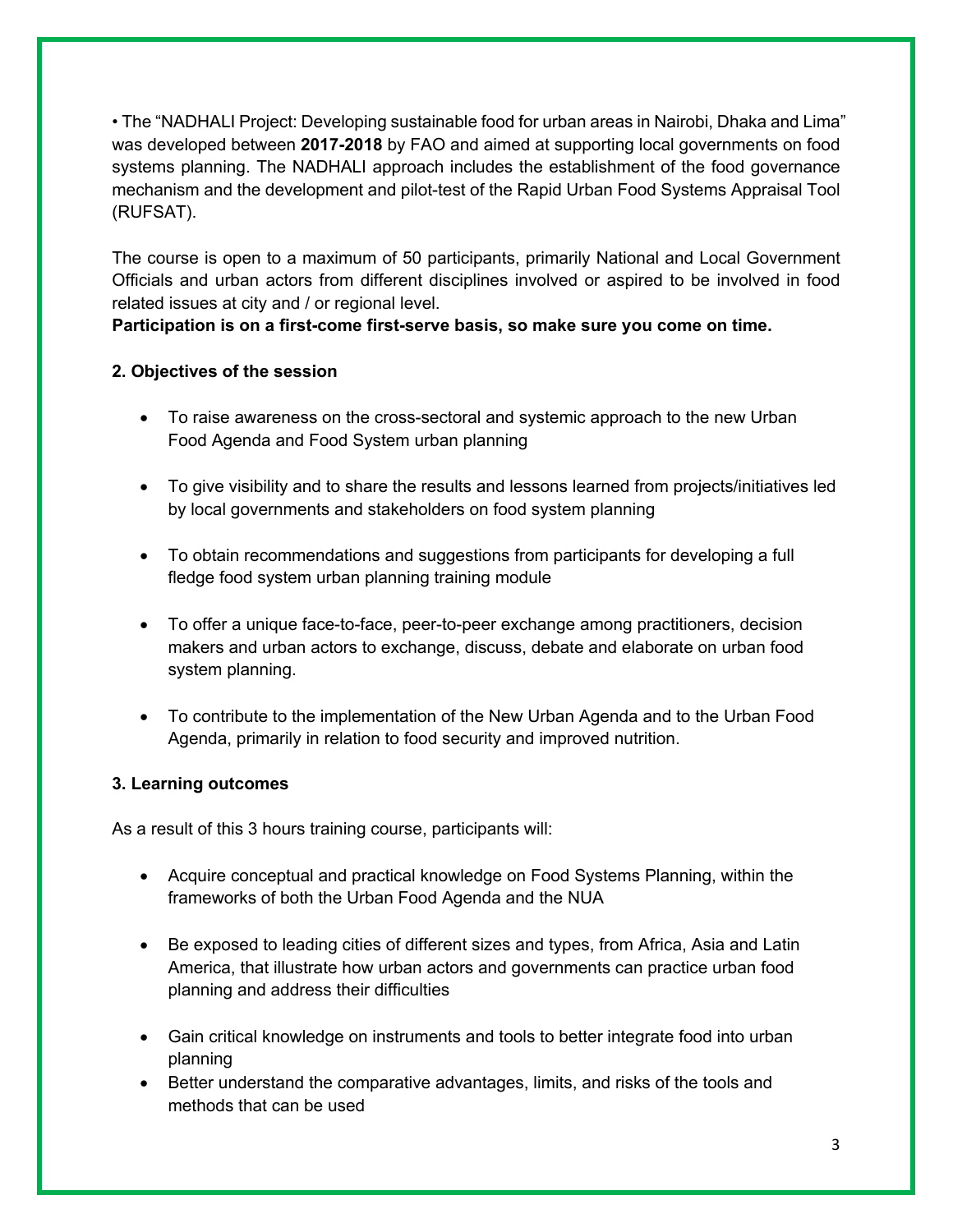• The "NADHALI Project: Developing sustainable food for urban areas in Nairobi, Dhaka and Lima" was developed between **2017-2018** by FAO and aimed at supporting local governments on food systems planning. The NADHALI approach includes the establishment of the food governance mechanism and the development and pilot-test of the Rapid Urban Food Systems Appraisal Tool (RUFSAT).

The course is open to a maximum of 50 participants, primarily National and Local Government Officials and urban actors from different disciplines involved or aspired to be involved in food related issues at city and / or regional level.
**Participation is on a first-come first-serve basis, so make sure you come on time.**

### 2. Objectives of the session

- To raise awareness on the cross-sectoral and systemic approach to the new Urban Food Agenda and Food System urban planning
- To give visibility and to share the results and lessons learned from projects/initiatives led by local governments and stakeholders on food system planning
- To obtain recommendations and suggestions from participants for developing a full fledge food system urban planning training module
- To offer a unique face-to-face, peer-to-peer exchange among practitioners, decision makers and urban actors to exchange, discuss, debate and elaborate on urban food system planning.
- To contribute to the implementation of the New Urban Agenda and to the Urban Food Agenda, primarily in relation to food security and improved nutrition.

### 3. Learning outcomes

As a result of this 3 hours training course, participants will:

- Acquire conceptual and practical knowledge on Food Systems Planning, within the frameworks of both the Urban Food Agenda and the NUA
- Be exposed to leading cities of different sizes and types, from Africa, Asia and Latin America, that illustrate how urban actors and governments can practice urban food planning and address their difficulties
- Gain critical knowledge on instruments and tools to better integrate food into urban planning
- Better understand the comparative advantages, limits, and risks of the tools and methods that can be used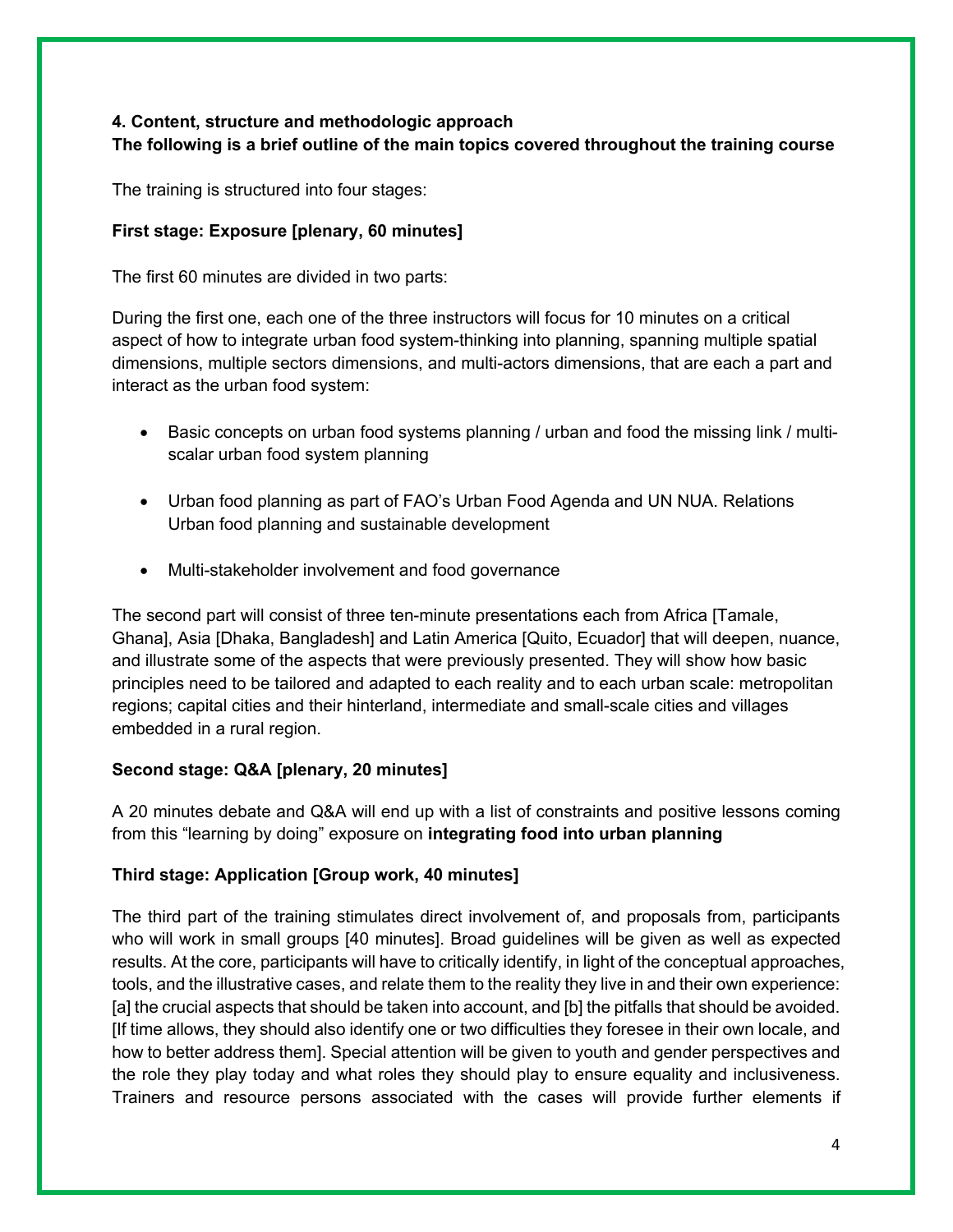**4. Content, structure and methodologic approach**
**The following is a brief outline of the main topics covered throughout the training course**

The training is structured into four stages:

**First stage: Exposure [plenary, 60 minutes]**

The first 60 minutes are divided in two parts:

During the first one, each one of the three instructors will focus for 10 minutes on a critical aspect of how to integrate urban food system-thinking into planning, spanning multiple spatial dimensions, multiple sectors dimensions, and multi-actors dimensions, that are each a part and interact as the urban food system:

- Basic concepts on urban food systems planning / urban and food the missing link / multi-scalar urban food system planning
- Urban food planning as part of FAO's Urban Food Agenda and UN NUA. Relations Urban food planning and sustainable development
- Multi-stakeholder involvement and food governance

The second part will consist of three ten-minute presentations each from Africa [Tamale, Ghana], Asia [Dhaka, Bangladesh] and Latin America [Quito, Ecuador] that will deepen, nuance, and illustrate some of the aspects that were previously presented. They will show how basic principles need to be tailored and adapted to each reality and to each urban scale: metropolitan regions; capital cities and their hinterland, intermediate and small-scale cities and villages embedded in a rural region.

**Second stage: Q&A [plenary, 20 minutes]**

A 20 minutes debate and Q&A will end up with a list of constraints and positive lessons coming from this "learning by doing" exposure on **integrating food into urban planning**

**Third stage: Application [Group work, 40 minutes]**

The third part of the training stimulates direct involvement of, and proposals from, participants who will work in small groups [40 minutes]. Broad guidelines will be given as well as expected results. At the core, participants will have to critically identify, in light of the conceptual approaches, tools, and the illustrative cases, and relate them to the reality they live in and their own experience: [a] the crucial aspects that should be taken into account, and [b] the pitfalls that should be avoided. [If time allows, they should also identify one or two difficulties they foresee in their own locale, and how to better address them]. Special attention will be given to youth and gender perspectives and the role they play today and what roles they should play to ensure equality and inclusiveness. Trainers and resource persons associated with the cases will provide further elements if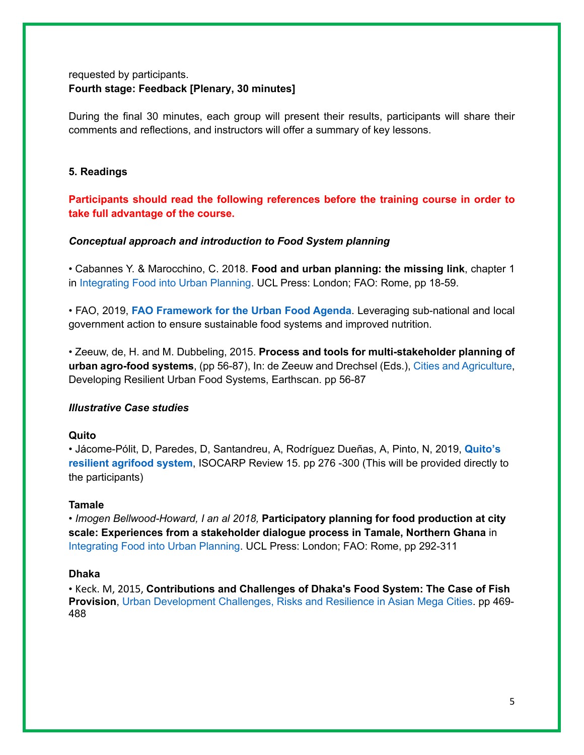requested by participants.

**Fourth stage: Feedback [Plenary, 30 minutes]**

During the final 30 minutes, each group will present their results, participants will share their comments and reflections, and instructors will offer a summary of key lessons.

## 5. Readings

**Participants should read the following references before the training course in order to take full advantage of the course.**

### *Conceptual approach and introduction to Food System planning*

• Cabannes Y. & Marocchino, C. 2018. **Food and urban planning: the missing link**, chapter 1 in Integrating Food into Urban Planning. UCL Press: London; FAO: Rome, pp 18-59.

• FAO, 2019, **FAO Framework for the Urban Food Agenda**. Leveraging sub-national and local government action to ensure sustainable food systems and improved nutrition.

• Zeeuw, de, H. and M. Dubbeling, 2015. **Process and tools for multi-stakeholder planning of urban agro-food systems**, (pp 56-87), In: de Zeeuw and Drechsel (Eds.), Cities and Agriculture, Developing Resilient Urban Food Systems, Earthscan. pp 56-87

### *Illustrative Case studies*

**Quito**

• Jácome-Pólit, D, Paredes, D, Santandreu, A, Rodríguez Dueñas, A, Pinto, N, 2019, **Quito's resilient agrifood system**, ISOCARP Review 15. pp 276 -300 (This will be provided directly to the participants)

**Tamale**

• *Imogen Bellwood-Howard, I an al 2018,* **Participatory planning for food production at city scale: Experiences from a stakeholder dialogue process in Tamale, Northern Ghana** in Integrating Food into Urban Planning. UCL Press: London; FAO: Rome, pp 292-311

**Dhaka**

• Keck. M, 2015, **Contributions and Challenges of Dhaka's Food System: The Case of Fish Provision**, Urban Development Challenges, Risks and Resilience in Asian Mega Cities. pp 469-488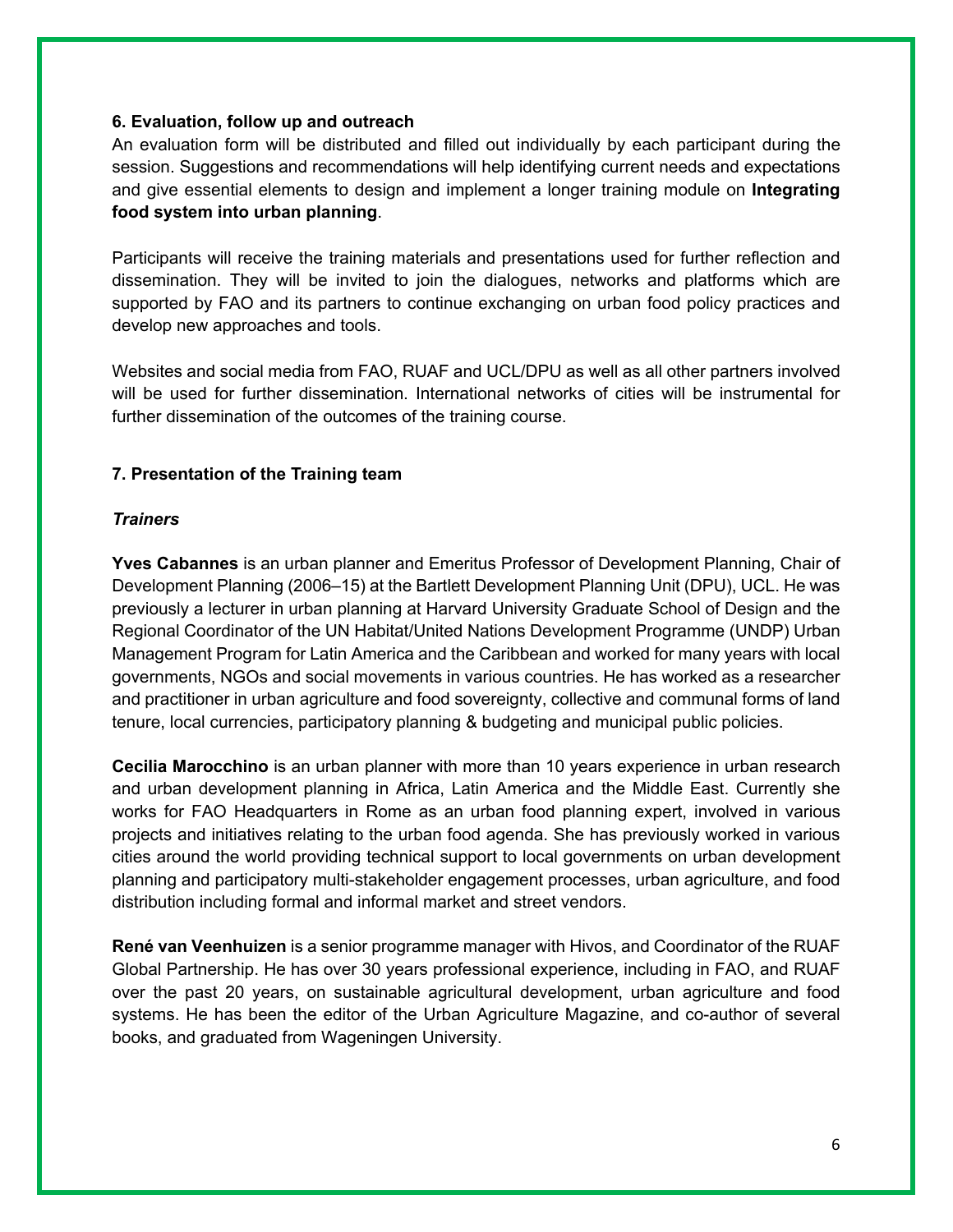### 6. Evaluation, follow up and outreach

An evaluation form will be distributed and filled out individually by each participant during the session. Suggestions and recommendations will help identifying current needs and expectations and give essential elements to design and implement a longer training module on **Integrating food system into urban planning**.

Participants will receive the training materials and presentations used for further reflection and dissemination. They will be invited to join the dialogues, networks and platforms which are supported by FAO and its partners to continue exchanging on urban food policy practices and develop new approaches and tools.

Websites and social media from FAO, RUAF and UCL/DPU as well as all other partners involved will be used for further dissemination. International networks of cities will be instrumental for further dissemination of the outcomes of the training course.

### 7. Presentation of the Training team

#### *Trainers*

**Yves Cabannes** is an urban planner and Emeritus Professor of Development Planning, Chair of Development Planning (2006–15) at the Bartlett Development Planning Unit (DPU), UCL. He was previously a lecturer in urban planning at Harvard University Graduate School of Design and the Regional Coordinator of the UN Habitat/United Nations Development Programme (UNDP) Urban Management Program for Latin America and the Caribbean and worked for many years with local governments, NGOs and social movements in various countries. He has worked as a researcher and practitioner in urban agriculture and food sovereignty, collective and communal forms of land tenure, local currencies, participatory planning & budgeting and municipal public policies.

**Cecilia Marocchino** is an urban planner with more than 10 years experience in urban research and urban development planning in Africa, Latin America and the Middle East. Currently she works for FAO Headquarters in Rome as an urban food planning expert, involved in various projects and initiatives relating to the urban food agenda. She has previously worked in various cities around the world providing technical support to local governments on urban development planning and participatory multi-stakeholder engagement processes, urban agriculture, and food distribution including formal and informal market and street vendors.

**René van Veenhuizen** is a senior programme manager with Hivos, and Coordinator of the RUAF Global Partnership. He has over 30 years professional experience, including in FAO, and RUAF over the past 20 years, on sustainable agricultural development, urban agriculture and food systems. He has been the editor of the Urban Agriculture Magazine, and co-author of several books, and graduated from Wageningen University.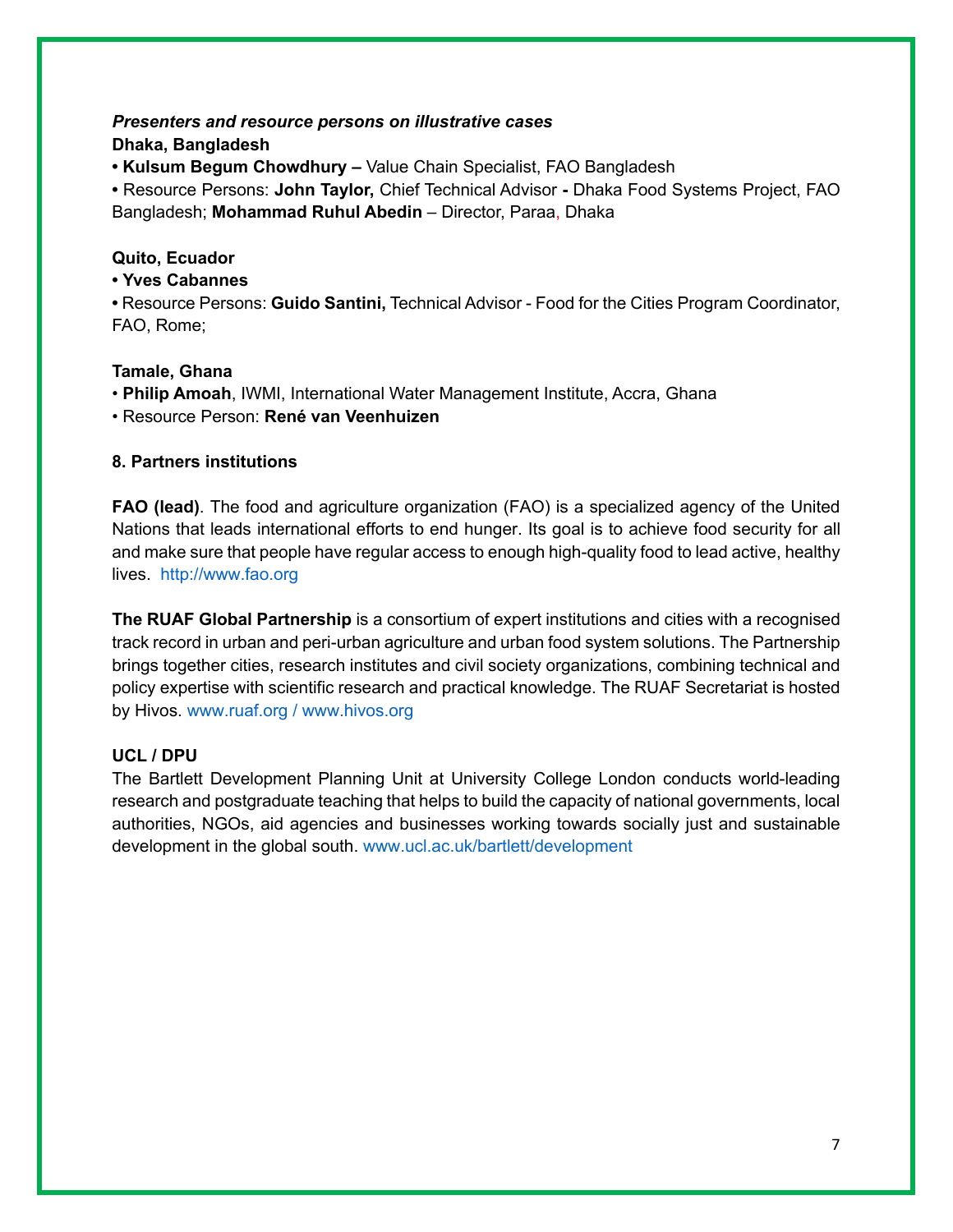***Presenters and resource persons on illustrative cases***

**Dhaka, Bangladesh**

- **Kulsum Begum Chowdhury –** Value Chain Specialist, FAO Bangladesh
- Resource Persons: **John Taylor,** Chief Technical Advisor **-** Dhaka Food Systems Project, FAO Bangladesh; **Mohammad Ruhul Abedin** – Director, Paraa, Dhaka

**Quito, Ecuador**

- **Yves Cabannes**
- Resource Persons: **Guido Santini,** Technical Advisor - Food for the Cities Program Coordinator, FAO, Rome;

**Tamale, Ghana**

- **Philip Amoah**, IWMI, International Water Management Institute, Accra, Ghana
- Resource Person: **René van Veenhuizen**

**8. Partners institutions**

**FAO (lead)**. The food and agriculture organization (FAO) is a specialized agency of the United Nations that leads international efforts to end hunger. Its goal is to achieve food security for all and make sure that people have regular access to enough high-quality food to lead active, healthy lives. http://www.fao.org

**The RUAF Global Partnership** is a consortium of expert institutions and cities with a recognised track record in urban and peri-urban agriculture and urban food system solutions. The Partnership brings together cities, research institutes and civil society organizations, combining technical and policy expertise with scientific research and practical knowledge. The RUAF Secretariat is hosted by Hivos. www.ruaf.org / www.hivos.org

**UCL / DPU**

The Bartlett Development Planning Unit at University College London conducts world-leading research and postgraduate teaching that helps to build the capacity of national governments, local authorities, NGOs, aid agencies and businesses working towards socially just and sustainable development in the global south. www.ucl.ac.uk/bartlett/development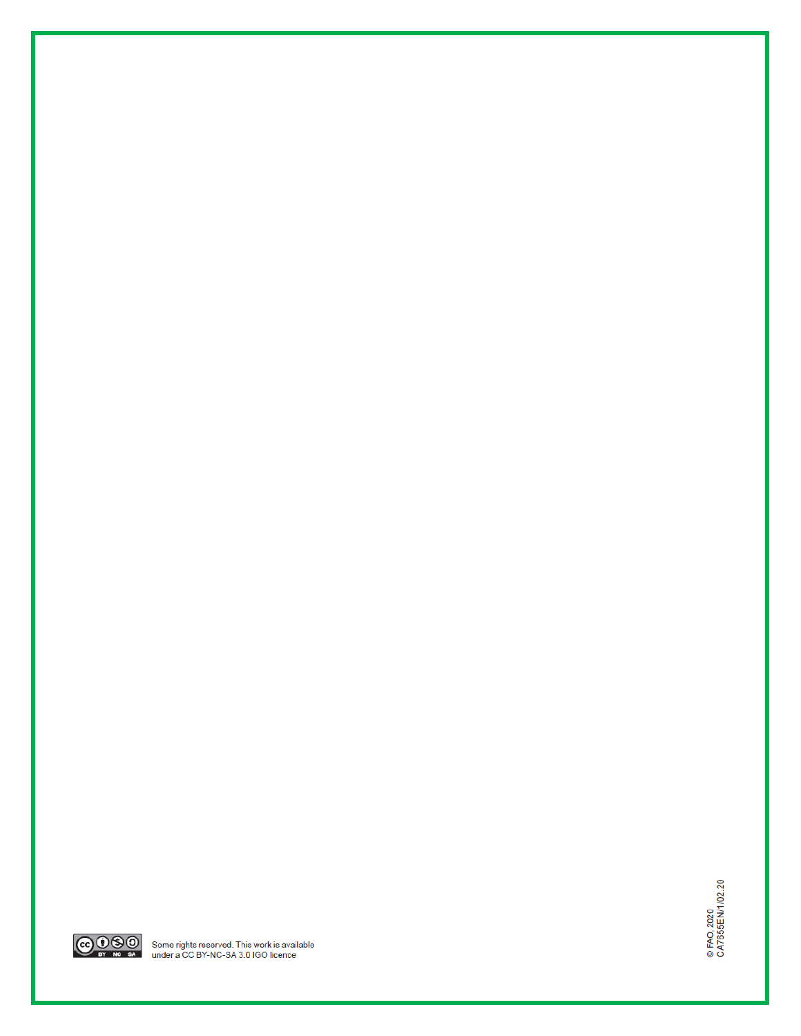Some rights reserved. This work is available under a CC BY-NC-SA 3.0 IGO licence

© FAO, 2020
CA7655EN/1/02.20